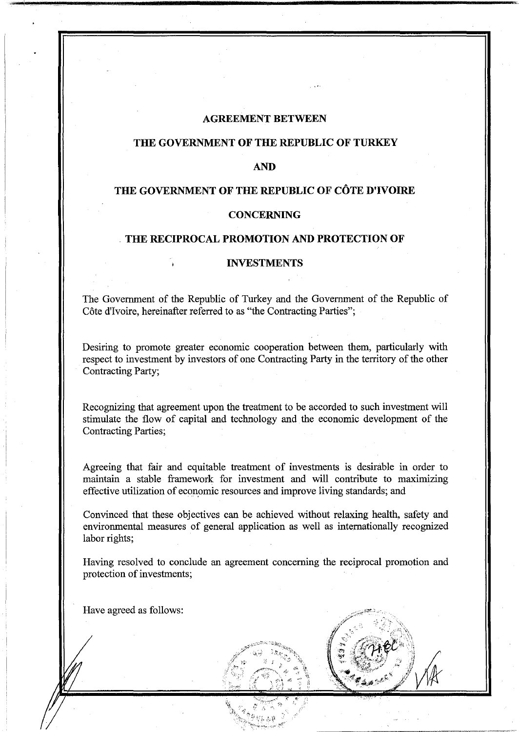# AGREEMENT BETWEEN
# THE GOVERNMENT OF THE REPUBLIC OF TURKEY
# AND
# THE GOVERNMENT OF THE REPUBLIC OF CÔTE D'IVOIRE
# CONCERNING
# THE RECIPROCAL PROMOTION AND PROTECTION OF INVESTMENTS

The Government of the Republic of Turkey and the Government of the Republic of Côte d'Ivoire, hereinafter referred to as "the Contracting Parties";

Desiring to promote greater economic cooperation between them, particularly with respect to investment by investors of one Contracting Party in the territory of the other Contracting Party;

Recognizing that agreement upon the treatment to be accorded to such investment will stimulate the flow of capital and technology and the economic development of the Contracting Parties;

Agreeing that fair and equitable treatment of investments is desirable in order to maintain a stable framework for investment and will contribute to maximizing effective utilization of economic resources and improve living standards; and

Convinced that these objectives can be achieved without relaxing health, safety and environmental measures of general application as well as internationally recognized labor rights;

Having resolved to conclude an agreement concerning the reciprocal promotion and protection of investments;

Have agreed as follows: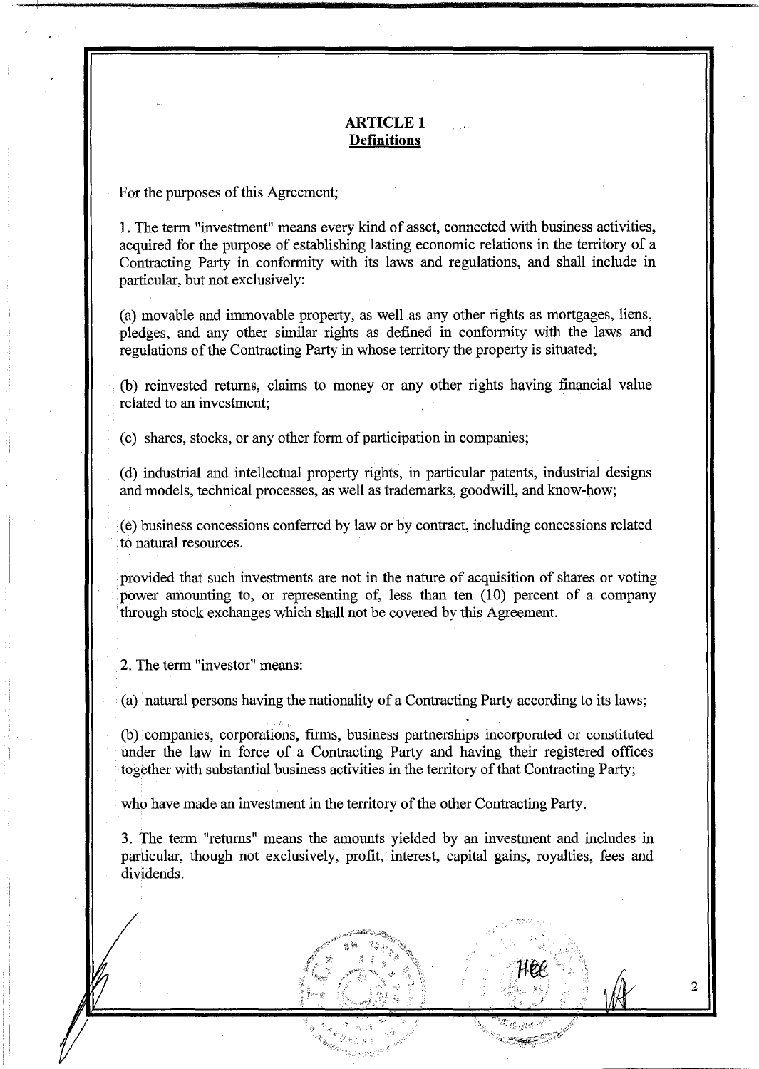## ARTICLE 1
**Definitions**

For the purposes of this Agreement;

1. The term "investment" means every kind of asset, connected with business activities, acquired for the purpose of establishing lasting economic relations in the territory of a Contracting Party in conformity with its laws and regulations, and shall include in particular, but not exclusively:

(a) movable and immovable property, as well as any other rights as mortgages, liens, pledges, and any other similar rights as defined in conformity with the laws and regulations of the Contracting Party in whose territory the property is situated;

(b) reinvested returns, claims to money or any other rights having financial value related to an investment;

(c) shares, stocks, or any other form of participation in companies;

(d) industrial and intellectual property rights, in particular patents, industrial designs and models, technical processes, as well as trademarks, goodwill, and know-how;

(e) business concessions conferred by law or by contract, including concessions related to natural resources.

provided that such investments are not in the nature of acquisition of shares or voting power amounting to, or representing of, less than ten (10) percent of a company through stock exchanges which shall not be covered by this Agreement.

2. The term "investor" means:

(a) natural persons having the nationality of a Contracting Party according to its laws;

(b) companies, corporations, firms, business partnerships incorporated or constituted under the law in force of a Contracting Party and having their registered offices together with substantial business activities in the territory of that Contracting Party;

who have made an investment in the territory of the other Contracting Party.

3. The term "returns" means the amounts yielded by an investment and includes in particular, though not exclusively, profit, interest, capital gains, royalties, fees and dividends.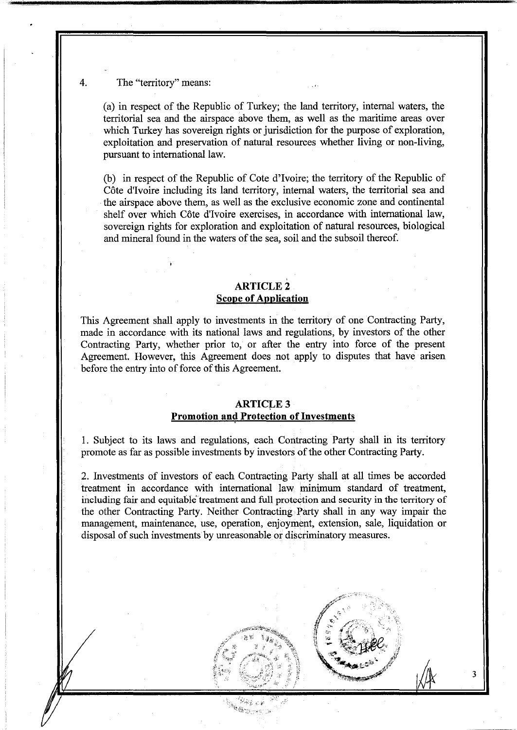4. The "territory" means:

(a) in respect of the Republic of Turkey; the land territory, internal waters, the territorial sea and the airspace above them, as well as the maritime areas over which Turkey has sovereign rights or jurisdiction for the purpose of exploration, exploitation and preservation of natural resources whether living or non-living, pursuant to international law.

(b) in respect of the Republic of Cote d'Ivoire; the territory of the Republic of Côte d'Ivoire including its land territory, internal waters, the territorial sea and the airspace above them, as well as the exclusive economic zone and continental shelf over which Côte d'Ivoire exercises, in accordance with international law, sovereign rights for exploration and exploitation of natural resources, biological and mineral found in the waters of the sea, soil and the subsoil thereof.

## ARTICLE 2
**Scope of Application**

This Agreement shall apply to investments in the territory of one Contracting Party, made in accordance with its national laws and regulations, by investors of the other Contracting Party, whether prior to, or after the entry into force of the present Agreement. However, this Agreement does not apply to disputes that have arisen before the entry into of force of this Agreement.

## ARTICLE 3
**Promotion and Protection of Investments**

1. Subject to its laws and regulations, each Contracting Party shall in its territory promote as far as possible investments by investors of the other Contracting Party.

2. Investments of investors of each Contracting Party shall at all times be accorded treatment in accordance with international law minimum standard of treatment, including fair and equitable treatment and full protection and security in the territory of the other Contracting Party. Neither Contracting Party shall in any way impair the management, maintenance, use, operation, enjoyment, extension, sale, liquidation or disposal of such investments by unreasonable or discriminatory measures.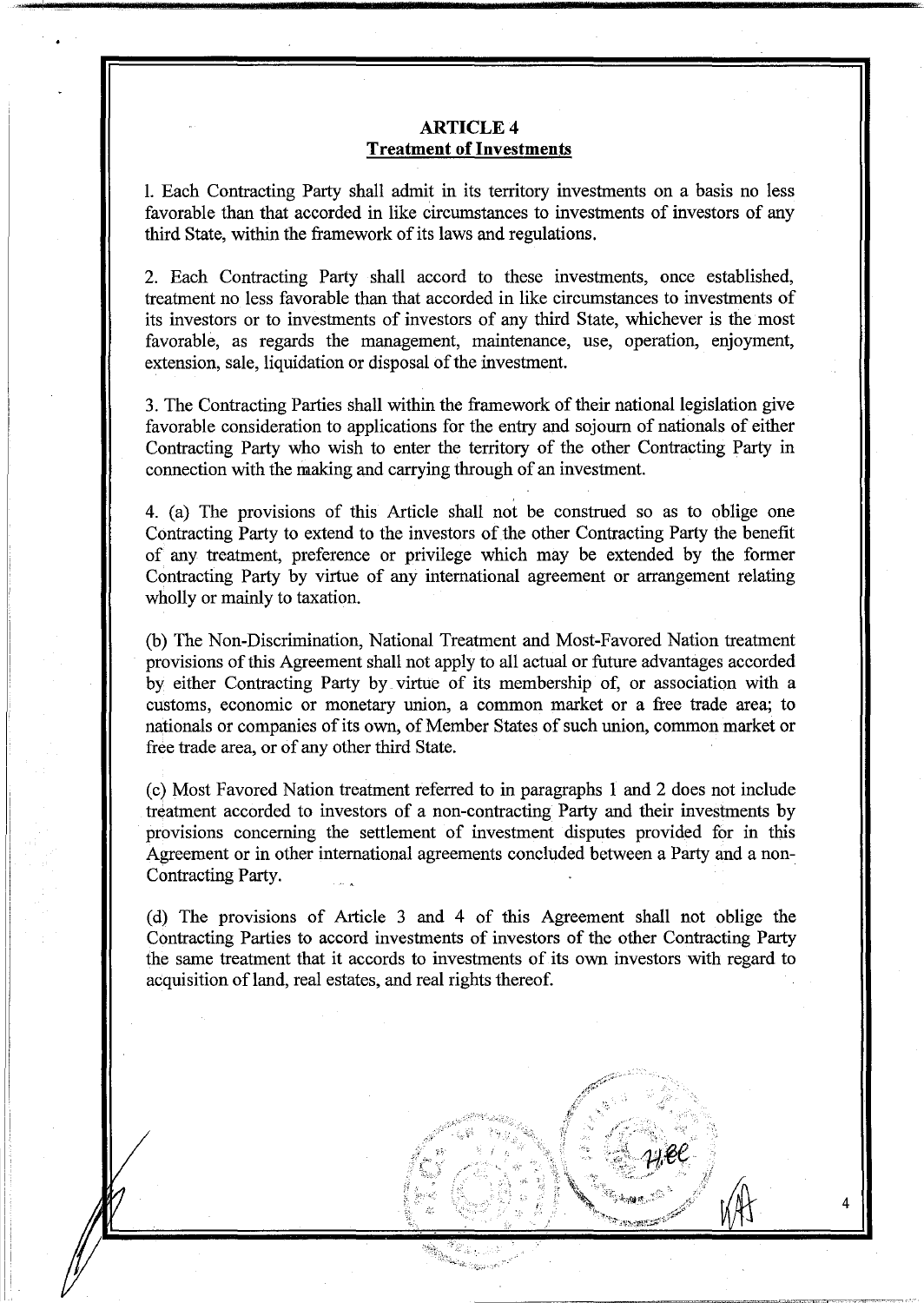## ARTICLE 4
## Treatment of Investments

1. Each Contracting Party shall admit in its territory investments on a basis no less favorable than that accorded in like circumstances to investments of investors of any third State, within the framework of its laws and regulations.

2. Each Contracting Party shall accord to these investments, once established, treatment no less favorable than that accorded in like circumstances to investments of its investors or to investments of investors of any third State, whichever is the most favorable, as regards the management, maintenance, use, operation, enjoyment, extension, sale, liquidation or disposal of the investment.

3. The Contracting Parties shall within the framework of their national legislation give favorable consideration to applications for the entry and sojourn of nationals of either Contracting Party who wish to enter the territory of the other Contracting Party in connection with the making and carrying through of an investment.

4. (a) The provisions of this Article shall not be construed so as to oblige one Contracting Party to extend to the investors of the other Contracting Party the benefit of any treatment, preference or privilege which may be extended by the former Contracting Party by virtue of any international agreement or arrangement relating wholly or mainly to taxation.

(b) The Non-Discrimination, National Treatment and Most-Favored Nation treatment provisions of this Agreement shall not apply to all actual or future advantages accorded by either Contracting Party by virtue of its membership of, or association with a customs, economic or monetary union, a common market or a free trade area; to nationals or companies of its own, of Member States of such union, common market or free trade area, or of any other third State.

(c) Most Favored Nation treatment referred to in paragraphs 1 and 2 does not include treatment accorded to investors of a non-contracting Party and their investments by provisions concerning the settlement of investment disputes provided for in this Agreement or in other international agreements concluded between a Party and a non-Contracting Party.

(d) The provisions of Article 3 and 4 of this Agreement shall not oblige the Contracting Parties to accord investments of investors of the other Contracting Party the same treatment that it accords to investments of its own investors with regard to acquisition of land, real estates, and real rights thereof.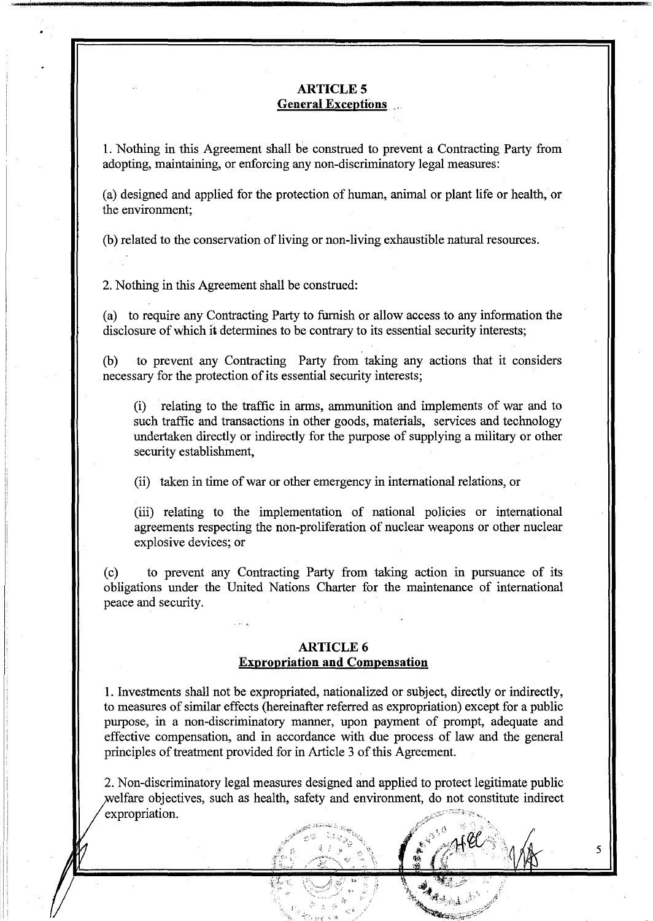## ARTICLE 5
## General Exceptions

1. Nothing in this Agreement shall be construed to prevent a Contracting Party from adopting, maintaining, or enforcing any non-discriminatory legal measures:

(a) designed and applied for the protection of human, animal or plant life or health, or the environment;

(b) related to the conservation of living or non-living exhaustible natural resources.

2. Nothing in this Agreement shall be construed:

(a) to require any Contracting Party to furnish or allow access to any information the disclosure of which it determines to be contrary to its essential security interests;

(b) to prevent any Contracting Party from taking any actions that it considers necessary for the protection of its essential security interests;

(i) relating to the traffic in arms, ammunition and implements of war and to such traffic and transactions in other goods, materials, services and technology undertaken directly or indirectly for the purpose of supplying a military or other security establishment,

(ii) taken in time of war or other emergency in international relations, or

(iii) relating to the implementation of national policies or international agreements respecting the non-proliferation of nuclear weapons or other nuclear explosive devices; or

(c) to prevent any Contracting Party from taking action in pursuance of its obligations under the United Nations Charter for the maintenance of international peace and security.

## ARTICLE 6
## Expropriation and Compensation

1. Investments shall not be expropriated, nationalized or subject, directly or indirectly, to measures of similar effects (hereinafter referred as expropriation) except for a public purpose, in a non-discriminatory manner, upon payment of prompt, adequate and effective compensation, and in accordance with due process of law and the general principles of treatment provided for in Article 3 of this Agreement.

2. Non-discriminatory legal measures designed and applied to protect legitimate public welfare objectives, such as health, safety and environment, do not constitute indirect expropriation.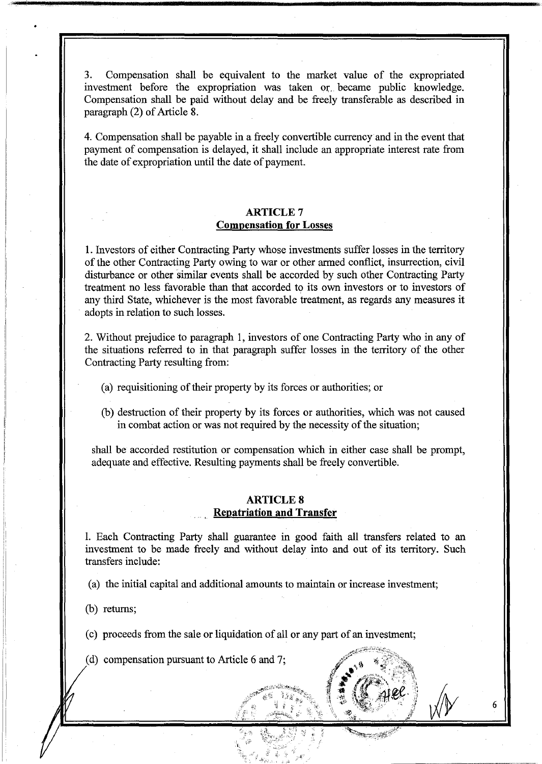3. Compensation shall be equivalent to the market value of the expropriated investment before the expropriation was taken or became public knowledge. Compensation shall be paid without delay and be freely transferable as described in paragraph (2) of Article 8.

4. Compensation shall be payable in a freely convertible currency and in the event that payment of compensation is delayed, it shall include an appropriate interest rate from the date of expropriation until the date of payment.

## ARTICLE 7
## Compensation for Losses

1. Investors of either Contracting Party whose investments suffer losses in the territory of the other Contracting Party owing to war or other armed conflict, insurrection, civil disturbance or other similar events shall be accorded by such other Contracting Party treatment no less favorable than that accorded to its own investors or to investors of any third State, whichever is the most favorable treatment, as regards any measures it adopts in relation to such losses.

2. Without prejudice to paragraph 1, investors of one Contracting Party who in any of the situations referred to in that paragraph suffer losses in the territory of the other Contracting Party resulting from:

(a) requisitioning of their property by its forces or authorities; or

(b) destruction of their property by its forces or authorities, which was not caused in combat action or was not required by the necessity of the situation;

shall be accorded restitution or compensation which in either case shall be prompt, adequate and effective. Resulting payments shall be freely convertible.

## ARTICLE 8
## Repatriation and Transfer

1. Each Contracting Party shall guarantee in good faith all transfers related to an investment to be made freely and without delay into and out of its territory. Such transfers include:

(a) the initial capital and additional amounts to maintain or increase investment;

(b) returns;

(c) proceeds from the sale or liquidation of all or any part of an investment;

(d) compensation pursuant to Article 6 and 7;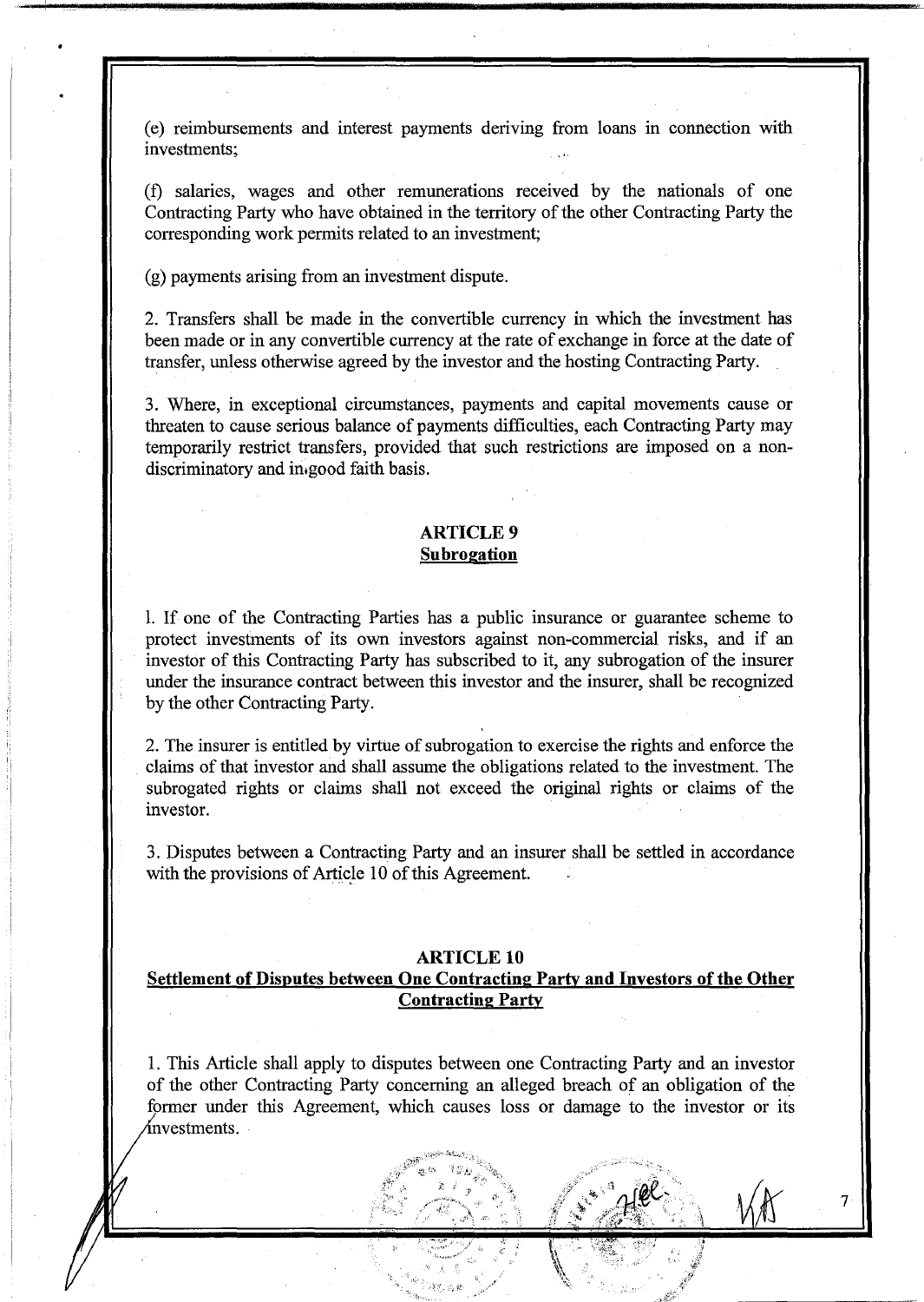(e) reimbursements and interest payments deriving from loans in connection with investments;

(f) salaries, wages and other remunerations received by the nationals of one Contracting Party who have obtained in the territory of the other Contracting Party the corresponding work permits related to an investment;

(g) payments arising from an investment dispute.

2. Transfers shall be made in the convertible currency in which the investment has been made or in any convertible currency at the rate of exchange in force at the date of transfer, unless otherwise agreed by the investor and the hosting Contracting Party.

3. Where, in exceptional circumstances, payments and capital movements cause or threaten to cause serious balance of payments difficulties, each Contracting Party may temporarily restrict transfers, provided that such restrictions are imposed on a non-discriminatory and in good faith basis.

## ARTICLE 9
## Subrogation

1. If one of the Contracting Parties has a public insurance or guarantee scheme to protect investments of its own investors against non-commercial risks, and if an investor of this Contracting Party has subscribed to it, any subrogation of the insurer under the insurance contract between this investor and the insurer, shall be recognized by the other Contracting Party.

2. The insurer is entitled by virtue of subrogation to exercise the rights and enforce the claims of that investor and shall assume the obligations related to the investment. The subrogated rights or claims shall not exceed the original rights or claims of the investor.

3. Disputes between a Contracting Party and an insurer shall be settled in accordance with the provisions of Article 10 of this Agreement.

## ARTICLE 10
## Settlement of Disputes between One Contracting Party and Investors of the Other Contracting Party

1. This Article shall apply to disputes between one Contracting Party and an investor of the other Contracting Party concerning an alleged breach of an obligation of the former under this Agreement, which causes loss or damage to the investor or its investments.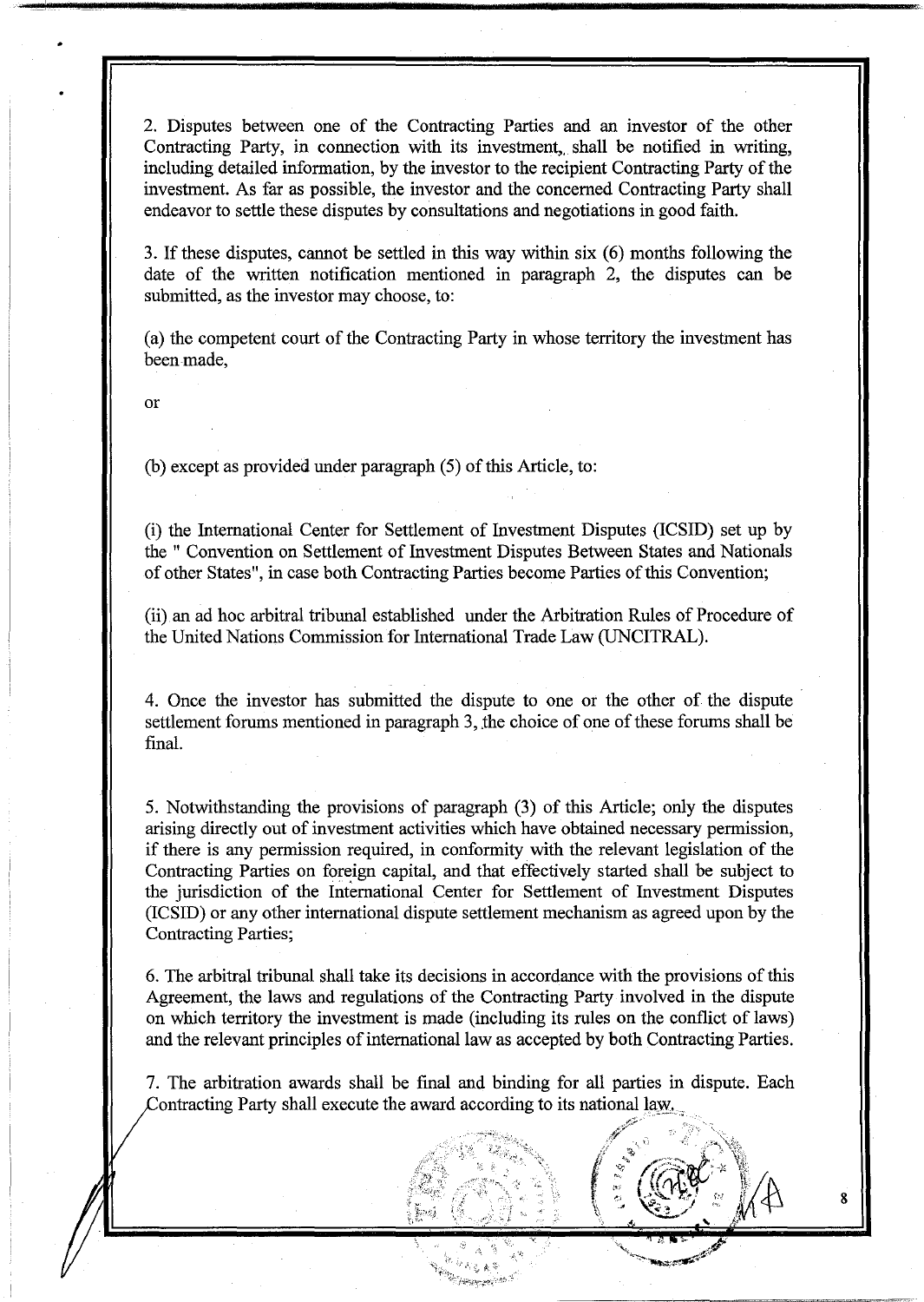2. Disputes between one of the Contracting Parties and an investor of the other Contracting Party, in connection with its investment,, shall be notified in writing, including detailed information, by the investor to the recipient Contracting Party of the investment. As far as possible, the investor and the concerned Contracting Party shall endeavor to settle these disputes by consultations and negotiations in good faith.

3. If these disputes, cannot be settled in this way within six (6) months following the date of the written notification mentioned in paragraph 2, the disputes can be submitted, as the investor may choose, to:

(a) the competent court of the Contracting Party in whose territory the investment has been made,

or

(b) except as provided under paragraph (5) of this Article, to:

(i) the International Center for Settlement of Investment Disputes (ICSID) set up by the " Convention on Settlement of Investment Disputes Between States and Nationals of other States", in case both Contracting Parties become Parties of this Convention;

(ii) an ad hoc arbitral tribunal established under the Arbitration Rules of Procedure of the United Nations Commission for International Trade Law (UNCITRAL).

4. Once the investor has submitted the dispute to one or the other of the dispute settlement forums mentioned in paragraph 3, the choice of one of these forums shall be final.

5. Notwithstanding the provisions of paragraph (3) of this Article; only the disputes arising directly out of investment activities which have obtained necessary permission, if there is any permission required, in conformity with the relevant legislation of the Contracting Parties on foreign capital, and that effectively started shall be subject to the jurisdiction of the International Center for Settlement of Investment Disputes (ICSID) or any other international dispute settlement mechanism as agreed upon by the Contracting Parties;

6. The arbitral tribunal shall take its decisions in accordance with the provisions of this Agreement, the laws and regulations of the Contracting Party involved in the dispute on which territory the investment is made (including its rules on the conflict of laws) and the relevant principles of international law as accepted by both Contracting Parties.

7. The arbitration awards shall be final and binding for all parties in dispute. Each Contracting Party shall execute the award according to its national law.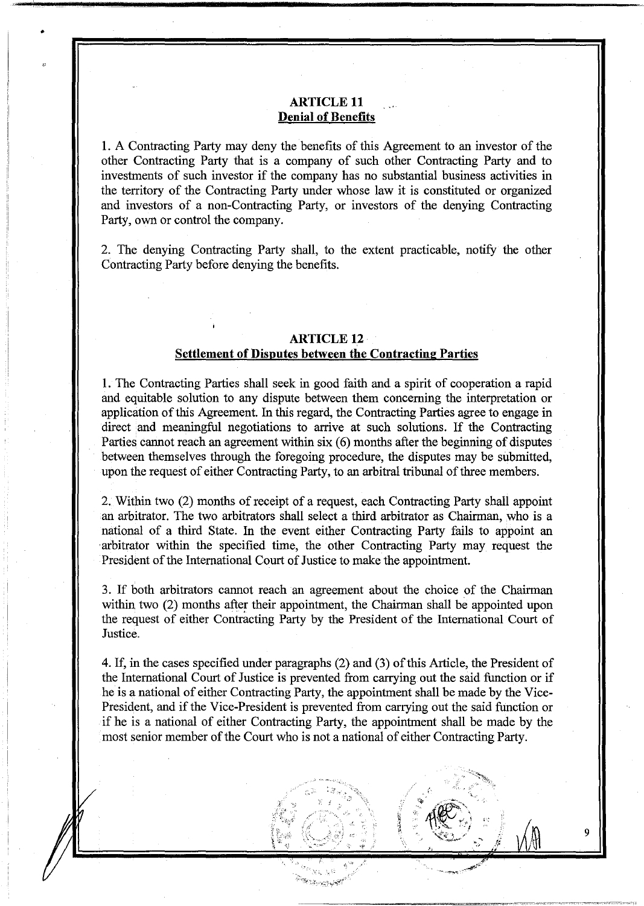## ARTICLE 11
## Denial of Benefits

1. A Contracting Party may deny the benefits of this Agreement to an investor of the other Contracting Party that is a company of such other Contracting Party and to investments of such investor if the company has no substantial business activities in the territory of the Contracting Party under whose law it is constituted or organized and investors of a non-Contracting Party, or investors of the denying Contracting Party, own or control the company.

2. The denying Contracting Party shall, to the extent practicable, notify the other Contracting Party before denying the benefits.

## ARTICLE 12
## Settlement of Disputes between the Contracting Parties

1. The Contracting Parties shall seek in good faith and a spirit of cooperation a rapid and equitable solution to any dispute between them concerning the interpretation or application of this Agreement. In this regard, the Contracting Parties agree to engage in direct and meaningful negotiations to arrive at such solutions. If the Contracting Parties cannot reach an agreement within six (6) months after the beginning of disputes between themselves through the foregoing procedure, the disputes may be submitted, upon the request of either Contracting Party, to an arbitral tribunal of three members.

2. Within two (2) months of receipt of a request, each Contracting Party shall appoint an arbitrator. The two arbitrators shall select a third arbitrator as Chairman, who is a national of a third State. In the event either Contracting Party fails to appoint an arbitrator within the specified time, the other Contracting Party may request the President of the International Court of Justice to make the appointment.

3. If both arbitrators cannot reach an agreement about the choice of the Chairman within two (2) months after their appointment, the Chairman shall be appointed upon the request of either Contracting Party by the President of the International Court of Justice.

4. If, in the cases specified under paragraphs (2) and (3) of this Article, the President of the International Court of Justice is prevented from carrying out the said function or if he is a national of either Contracting Party, the appointment shall be made by the Vice-President, and if the Vice-President is prevented from carrying out the said function or if he is a national of either Contracting Party, the appointment shall be made by the most senior member of the Court who is not a national of either Contracting Party.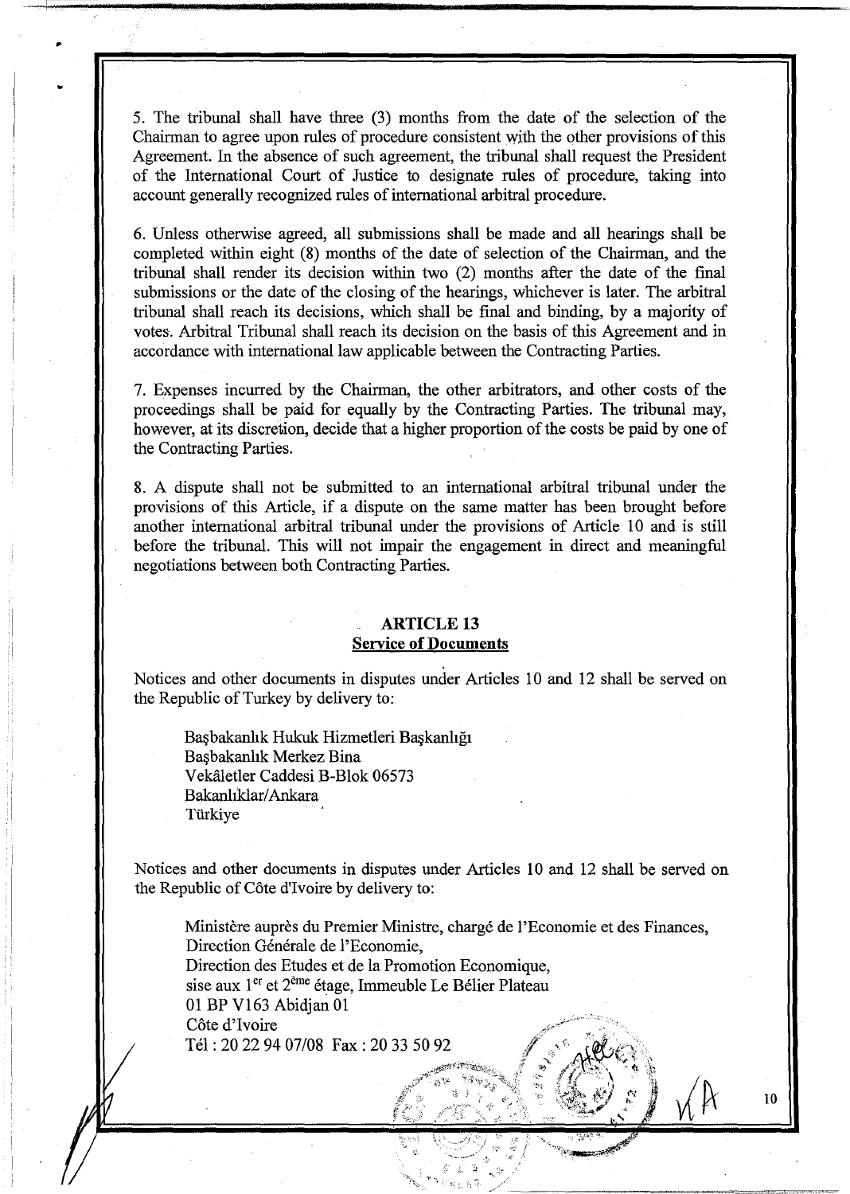5. The tribunal shall have three (3) months from the date of the selection of the Chairman to agree upon rules of procedure consistent with the other provisions of this Agreement. In the absence of such agreement, the tribunal shall request the President of the International Court of Justice to designate rules of procedure, taking into account generally recognized rules of international arbitral procedure.

6. Unless otherwise agreed, all submissions shall be made and all hearings shall be completed within eight (8) months of the date of selection of the Chairman, and the tribunal shall render its decision within two (2) months after the date of the final submissions or the date of the closing of the hearings, whichever is later. The arbitral tribunal shall reach its decisions, which shall be final and binding, by a majority of votes. Arbitral Tribunal shall reach its decision on the basis of this Agreement and in accordance with international law applicable between the Contracting Parties.

7. Expenses incurred by the Chairman, the other arbitrators, and other costs of the proceedings shall be paid for equally by the Contracting Parties. The tribunal may, however, at its discretion, decide that a higher proportion of the costs be paid by one of the Contracting Parties.

8. A dispute shall not be submitted to an international arbitral tribunal under the provisions of this Article, if a dispute on the same matter has been brought before another international arbitral tribunal under the provisions of Article 10 and is still before the tribunal. This will not impair the engagement in direct and meaningful negotiations between both Contracting Parties.

## ARTICLE 13
## Service of Documents

Notices and other documents in disputes under Articles 10 and 12 shall be served on the Republic of Turkey by delivery to:

Başbakanlık Hukuk Hizmetleri Başkanlığı
Başbakanlık Merkez Bina
Vekâletler Caddesi B-Blok 06573
Bakanlıklar/Ankara
Türkiye

Notices and other documents in disputes under Articles 10 and 12 shall be served on the Republic of Côte d'Ivoire by delivery to:

Ministère auprès du Premier Ministre, chargé de l'Economie et des Finances,
Direction Générale de l'Economie,
Direction des Etudes et de la Promotion Economique,
sise aux 1er et 2ème étage, Immeuble Le Bélier Plateau
01 BP V163 Abidjan 01
Côte d'Ivoire
Tél : 20 22 94 07/08 Fax : 20 33 50 92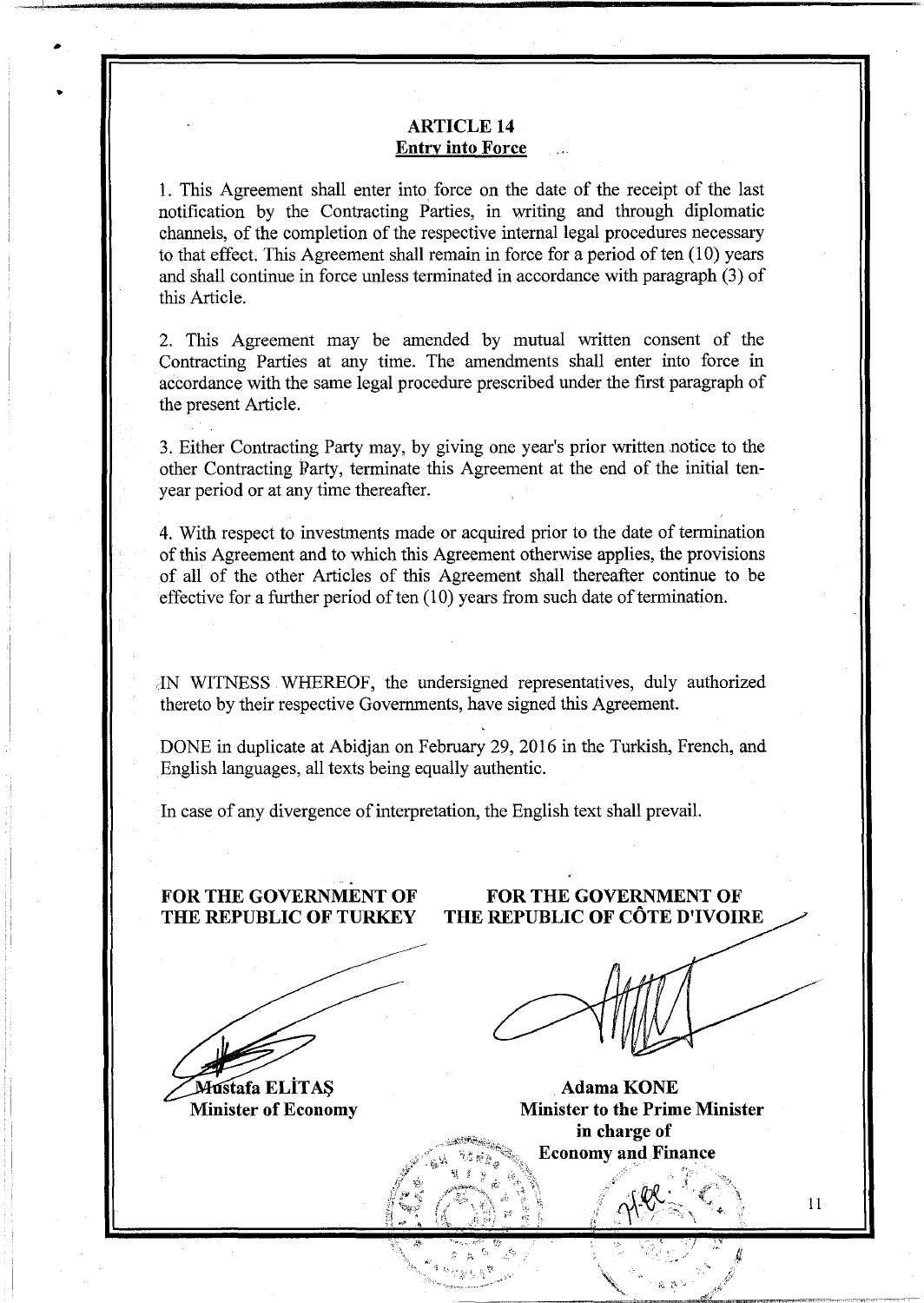## ARTICLE 14
## Entry into Force

1. This Agreement shall enter into force on the date of the receipt of the last notification by the Contracting Parties, in writing and through diplomatic channels, of the completion of the respective internal legal procedures necessary to that effect. This Agreement shall remain in force for a period of ten (10) years and shall continue in force unless terminated in accordance with paragraph (3) of this Article.

2. This Agreement may be amended by mutual written consent of the Contracting Parties at any time. The amendments shall enter into force in accordance with the same legal procedure prescribed under the first paragraph of the present Article.

3. Either Contracting Party may, by giving one year's prior written notice to the other Contracting Party, terminate this Agreement at the end of the initial ten-year period or at any time thereafter.

4. With respect to investments made or acquired prior to the date of termination of this Agreement and to which this Agreement otherwise applies, the provisions of all of the other Articles of this Agreement shall thereafter continue to be effective for a further period of ten (10) years from such date of termination.

IN WITNESS WHEREOF, the undersigned representatives, duly authorized thereto by their respective Governments, have signed this Agreement.

DONE in duplicate at Abidjan on February 29, 2016 in the Turkish, French, and English languages, all texts being equally authentic.

In case of any divergence of interpretation, the English text shall prevail.

**FOR THE GOVERNMENT OF THE REPUBLIC OF TURKEY**

**Mustafa ELİTAŞ**
**Minister of Economy**

**FOR THE GOVERNMENT OF THE REPUBLIC OF CÔTE D'IVOIRE**

**Adama KONE**
**Minister to the Prime Minister in charge of Economy and Finance**